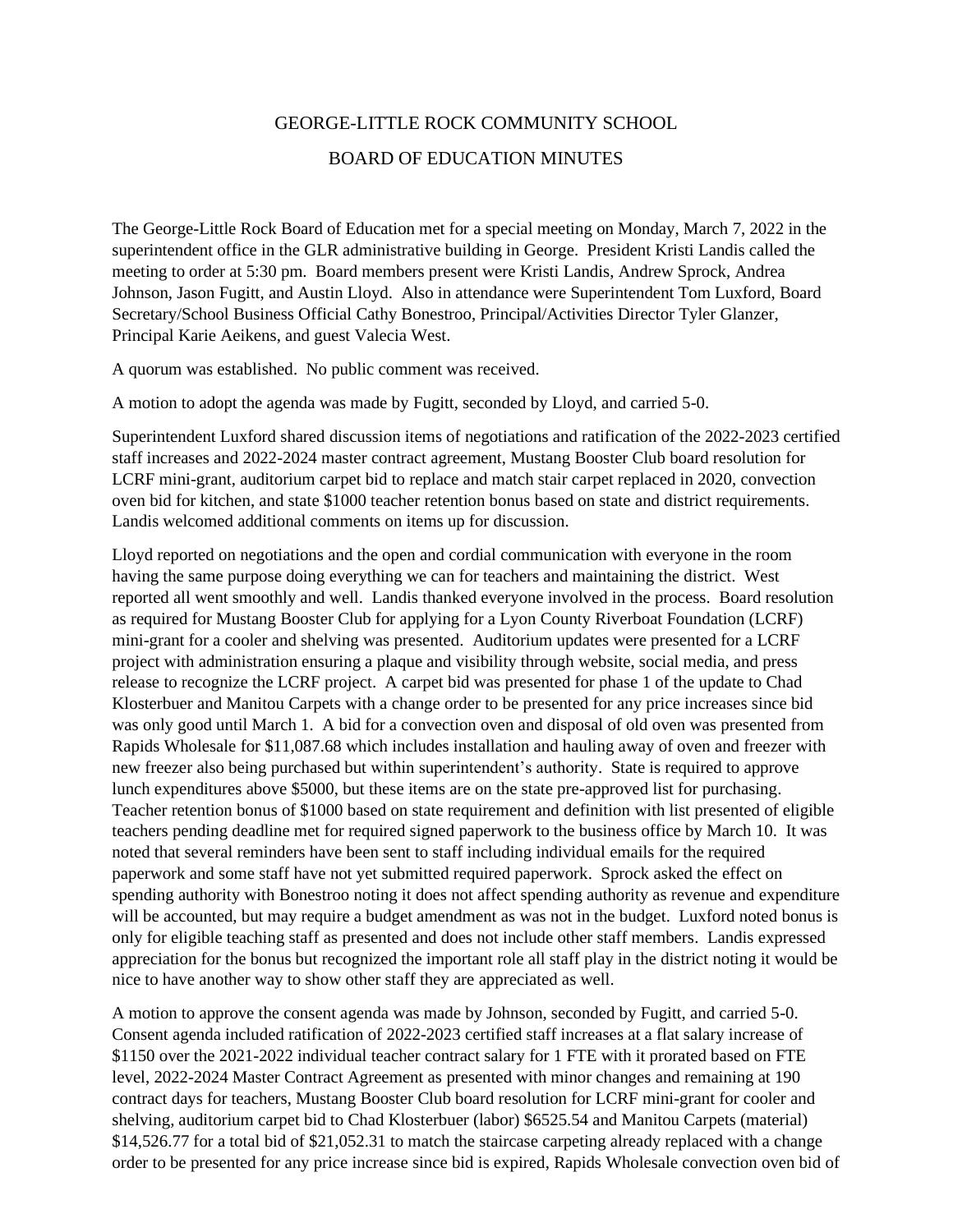# GEORGE-LITTLE ROCK COMMUNITY SCHOOL

## BOARD OF EDUCATION MINUTES

The George-Little Rock Board of Education met for a special meeting on Monday, March 7, 2022 in the superintendent office in the GLR administrative building in George. President Kristi Landis called the meeting to order at 5:30 pm. Board members present were Kristi Landis, Andrew Sprock, Andrea Johnson, Jason Fugitt, and Austin Lloyd. Also in attendance were Superintendent Tom Luxford, Board Secretary/School Business Official Cathy Bonestroo, Principal/Activities Director Tyler Glanzer, Principal Karie Aeikens, and guest Valecia West.

A quorum was established. No public comment was received.

A motion to adopt the agenda was made by Fugitt, seconded by Lloyd, and carried 5-0.

Superintendent Luxford shared discussion items of negotiations and ratification of the 2022-2023 certified staff increases and 2022-2024 master contract agreement, Mustang Booster Club board resolution for LCRF mini-grant, auditorium carpet bid to replace and match stair carpet replaced in 2020, convection oven bid for kitchen, and state $1000 teacher retention bonus based on state and district requirements. Landis welcomed additional comments on items up for discussion.

Lloyd reported on negotiations and the open and cordial communication with everyone in the room having the same purpose doing everything we can for teachers and maintaining the district. West reported all went smoothly and well. Landis thanked everyone involved in the process. Board resolution as required for Mustang Booster Club for applying for a Lyon County Riverboat Foundation (LCRF) mini-grant for a cooler and shelving was presented. Auditorium updates were presented for a LCRF project with administration ensuring a plaque and visibility through website, social media, and press release to recognize the LCRF project. A carpet bid was presented for phase 1 of the update to Chad Klosterbuer and Manitou Carpets with a change order to be presented for any price increases since bid was only good until March 1. A bid for a convection oven and disposal of old oven was presented from Rapids Wholesale for $11,087.68 which includes installation and hauling away of oven and freezer with new freezer also being purchased but within superintendent's authority. State is required to approve lunch expenditures above $5000, but these items are on the state pre-approved list for purchasing. Teacher retention bonus of $1000 based on state requirement and definition with list presented of eligible teachers pending deadline met for required signed paperwork to the business office by March 10. It was noted that several reminders have been sent to staff including individual emails for the required paperwork and some staff have not yet submitted required paperwork. Sprock asked the effect on spending authority with Bonestroo noting it does not affect spending authority as revenue and expenditure will be accounted, but may require a budget amendment as was not in the budget. Luxford noted bonus is only for eligible teaching staff as presented and does not include other staff members. Landis expressed appreciation for the bonus but recognized the important role all staff play in the district noting it would be nice to have another way to show other staff they are appreciated as well.

A motion to approve the consent agenda was made by Johnson, seconded by Fugitt, and carried 5-0. Consent agenda included ratification of 2022-2023 certified staff increases at a flat salary increase of $1150 over the 2021-2022 individual teacher contract salary for 1 FTE with it prorated based on FTE level, 2022-2024 Master Contract Agreement as presented with minor changes and remaining at 190 contract days for teachers, Mustang Booster Club board resolution for LCRF mini-grant for cooler and shelving, auditorium carpet bid to Chad Klosterbuer (labor) $6525.54 and Manitou Carpets (material) $14,526.77 for a total bid of $21,052.31 to match the staircase carpeting already replaced with a change order to be presented for any price increase since bid is expired, Rapids Wholesale convection oven bid of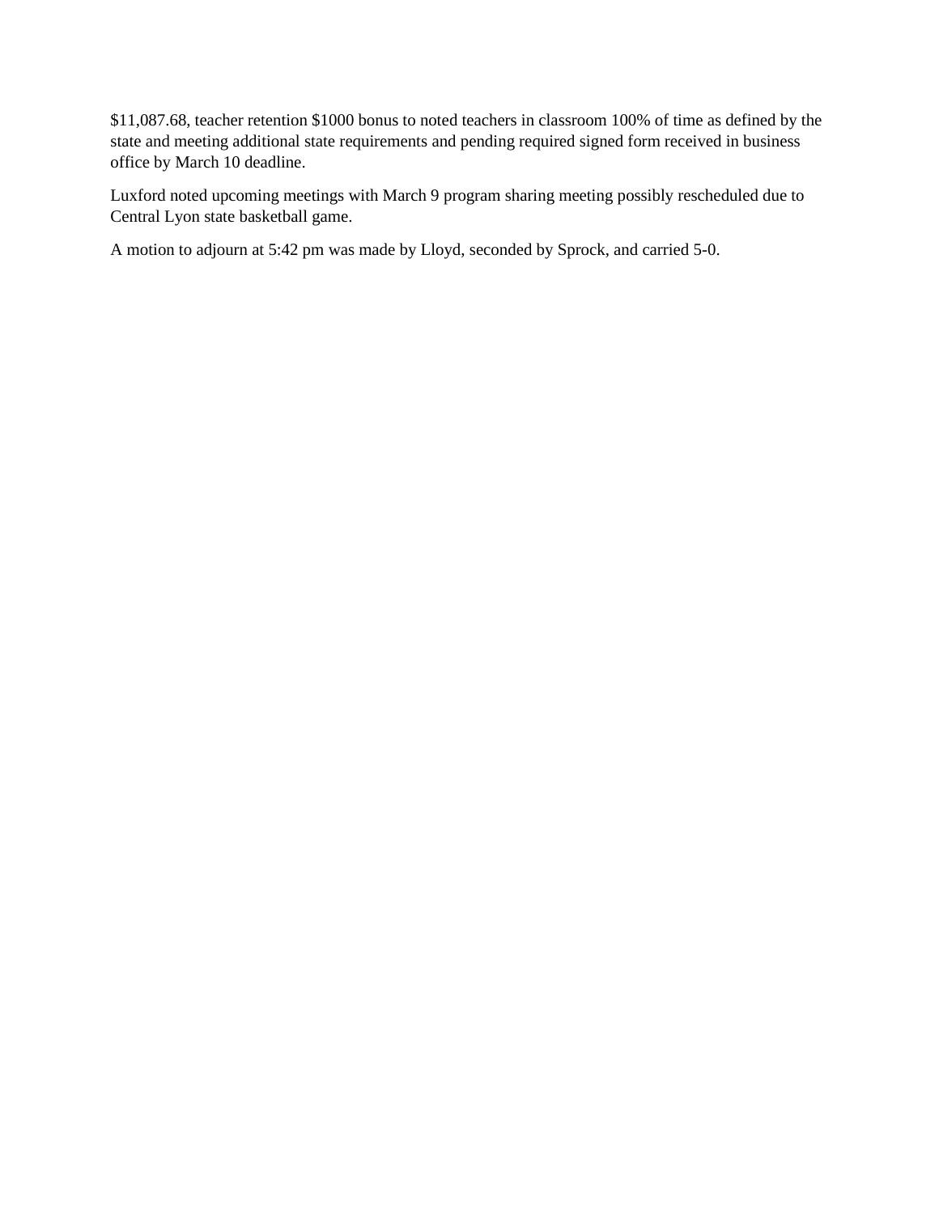$11,087.68, teacher retention $1000 bonus to noted teachers in classroom 100% of time as defined by the state and meeting additional state requirements and pending required signed form received in business office by March 10 deadline.

Luxford noted upcoming meetings with March 9 program sharing meeting possibly rescheduled due to Central Lyon state basketball game.

A motion to adjourn at 5:42 pm was made by Lloyd, seconded by Sprock, and carried 5-0.